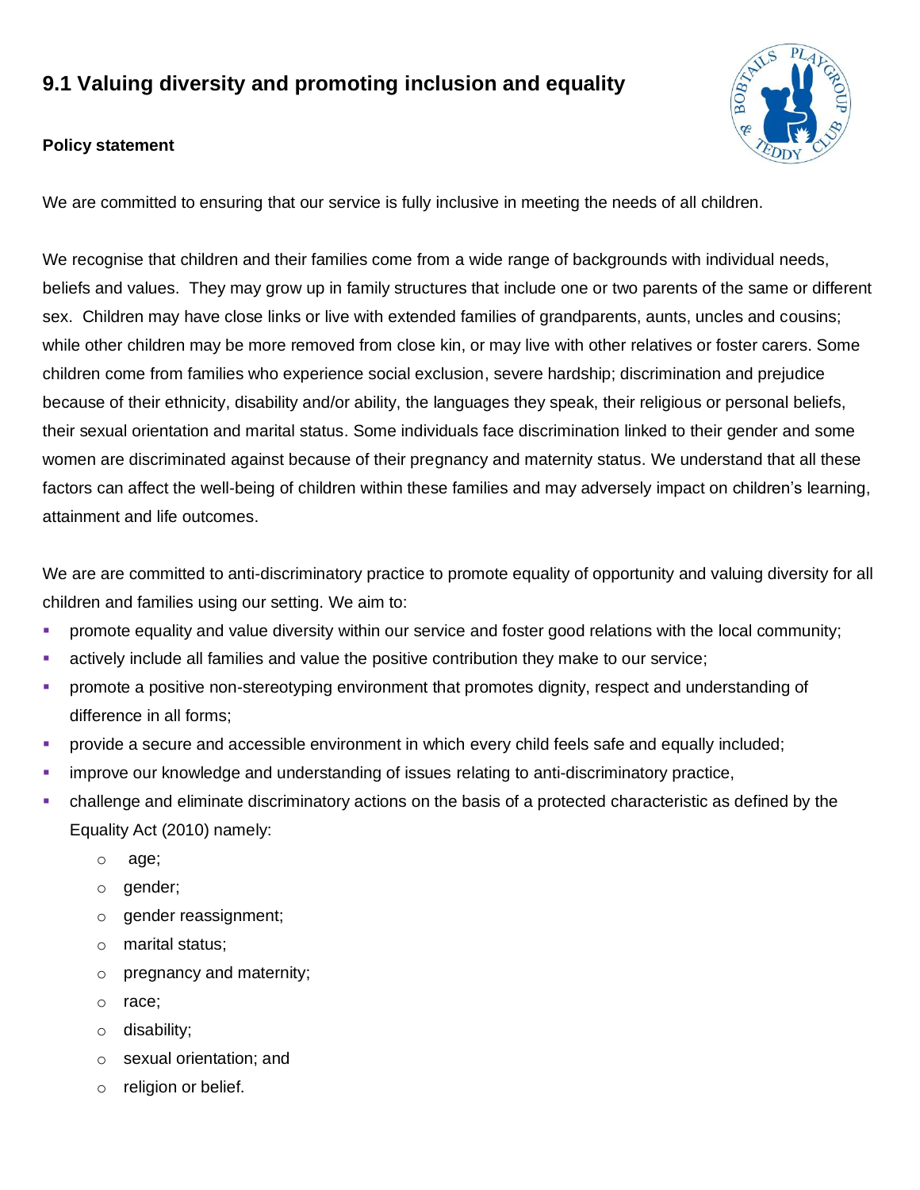# 9.1 Valuing diversity and promoting inclusion and equality

**Policy statement**

We are committed to ensuring that our service is fully inclusive in meeting the needs of all children.

We recognise that children and their families come from a wide range of backgrounds with individual needs, beliefs and values. They may grow up in family structures that include one or two parents of the same or different sex. Children may have close links or live with extended families of grandparents, aunts, uncles and cousins; while other children may be more removed from close kin, or may live with other relatives or foster carers. Some children come from families who experience social exclusion, severe hardship; discrimination and prejudice because of their ethnicity, disability and/or ability, the languages they speak, their religious or personal beliefs, their sexual orientation and marital status. Some individuals face discrimination linked to their gender and some women are discriminated against because of their pregnancy and maternity status. We understand that all these factors can affect the well-being of children within these families and may adversely impact on children's learning, attainment and life outcomes.

We are are committed to anti-discriminatory practice to promote equality of opportunity and valuing diversity for all children and families using our setting. We aim to:

- promote equality and value diversity within our service and foster good relations with the local community;
- actively include all families and value the positive contribution they make to our service;
- promote a positive non-stereotyping environment that promotes dignity, respect and understanding of difference in all forms;
- provide a secure and accessible environment in which every child feels safe and equally included;
- improve our knowledge and understanding of issues relating to anti-discriminatory practice,
- challenge and eliminate discriminatory actions on the basis of a protected characteristic as defined by the Equality Act (2010) namely:
  - age;
  - gender;
  - gender reassignment;
  - marital status;
  - pregnancy and maternity;
  - race;
  - disability;
  - sexual orientation; and
  - religion or belief.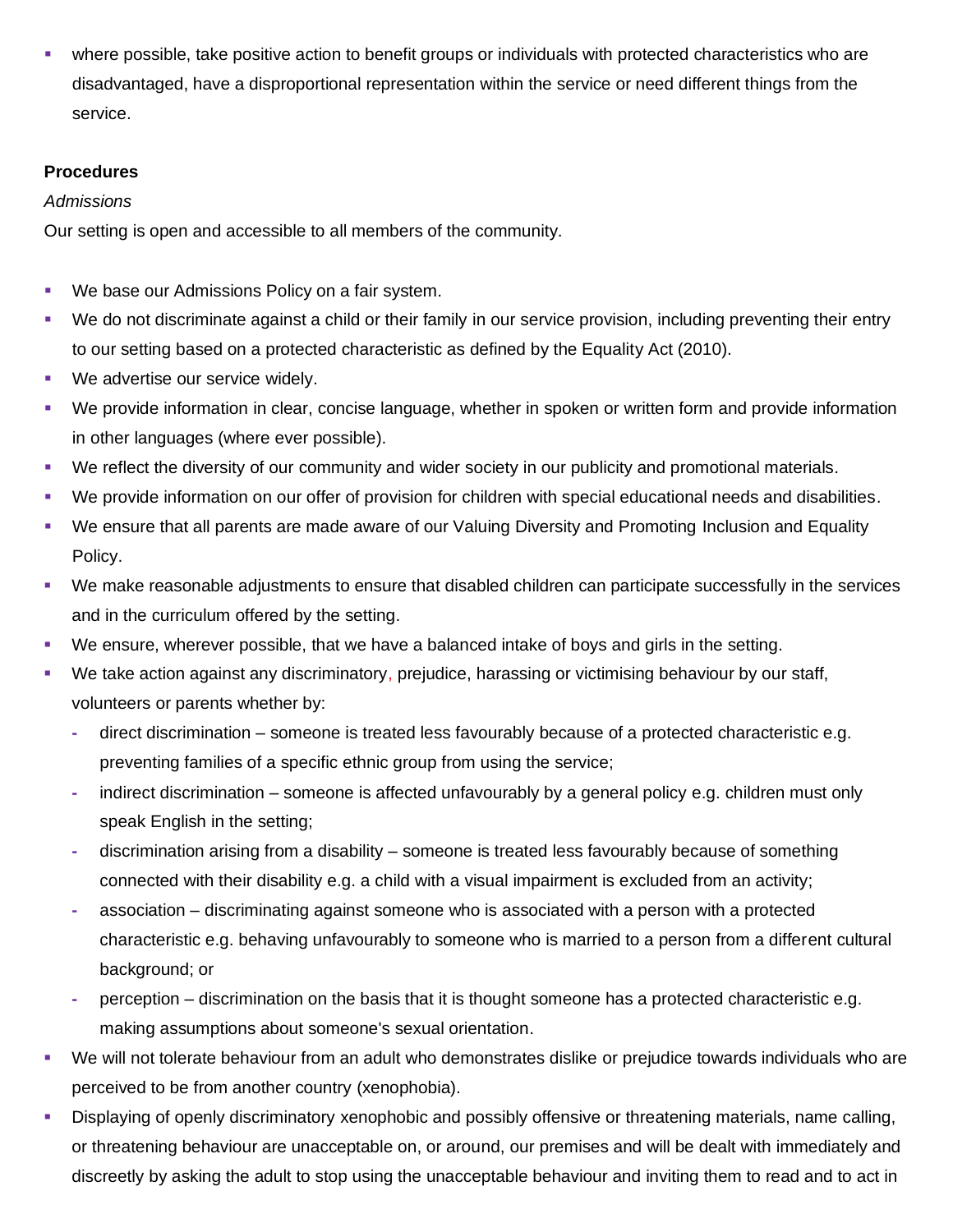- where possible, take positive action to benefit groups or individuals with protected characteristics who are disadvantaged, have a disproportional representation within the service or need different things from the service.

**Procedures**

*Admissions*

Our setting is open and accessible to all members of the community.

- We base our Admissions Policy on a fair system.
- We do not discriminate against a child or their family in our service provision, including preventing their entry to our setting based on a protected characteristic as defined by the Equality Act (2010).
- We advertise our service widely.
- We provide information in clear, concise language, whether in spoken or written form and provide information in other languages (where ever possible).
- We reflect the diversity of our community and wider society in our publicity and promotional materials.
- We provide information on our offer of provision for children with special educational needs and disabilities.
- We ensure that all parents are made aware of our Valuing Diversity and Promoting Inclusion and Equality Policy.
- We make reasonable adjustments to ensure that disabled children can participate successfully in the services and in the curriculum offered by the setting.
- We ensure, wherever possible, that we have a balanced intake of boys and girls in the setting.
- We take action against any discriminatory, prejudice, harassing or victimising behaviour by our staff, volunteers or parents whether by:
  - direct discrimination – someone is treated less favourably because of a protected characteristic e.g. preventing families of a specific ethnic group from using the service;
  - indirect discrimination – someone is affected unfavourably by a general policy e.g. children must only speak English in the setting;
  - discrimination arising from a disability – someone is treated less favourably because of something connected with their disability e.g. a child with a visual impairment is excluded from an activity;
  - association – discriminating against someone who is associated with a person with a protected characteristic e.g. behaving unfavourably to someone who is married to a person from a different cultural background; or
  - perception – discrimination on the basis that it is thought someone has a protected characteristic e.g. making assumptions about someone's sexual orientation.
- We will not tolerate behaviour from an adult who demonstrates dislike or prejudice towards individuals who are perceived to be from another country (xenophobia).
- Displaying of openly discriminatory xenophobic and possibly offensive or threatening materials, name calling, or threatening behaviour are unacceptable on, or around, our premises and will be dealt with immediately and discreetly by asking the adult to stop using the unacceptable behaviour and inviting them to read and to act in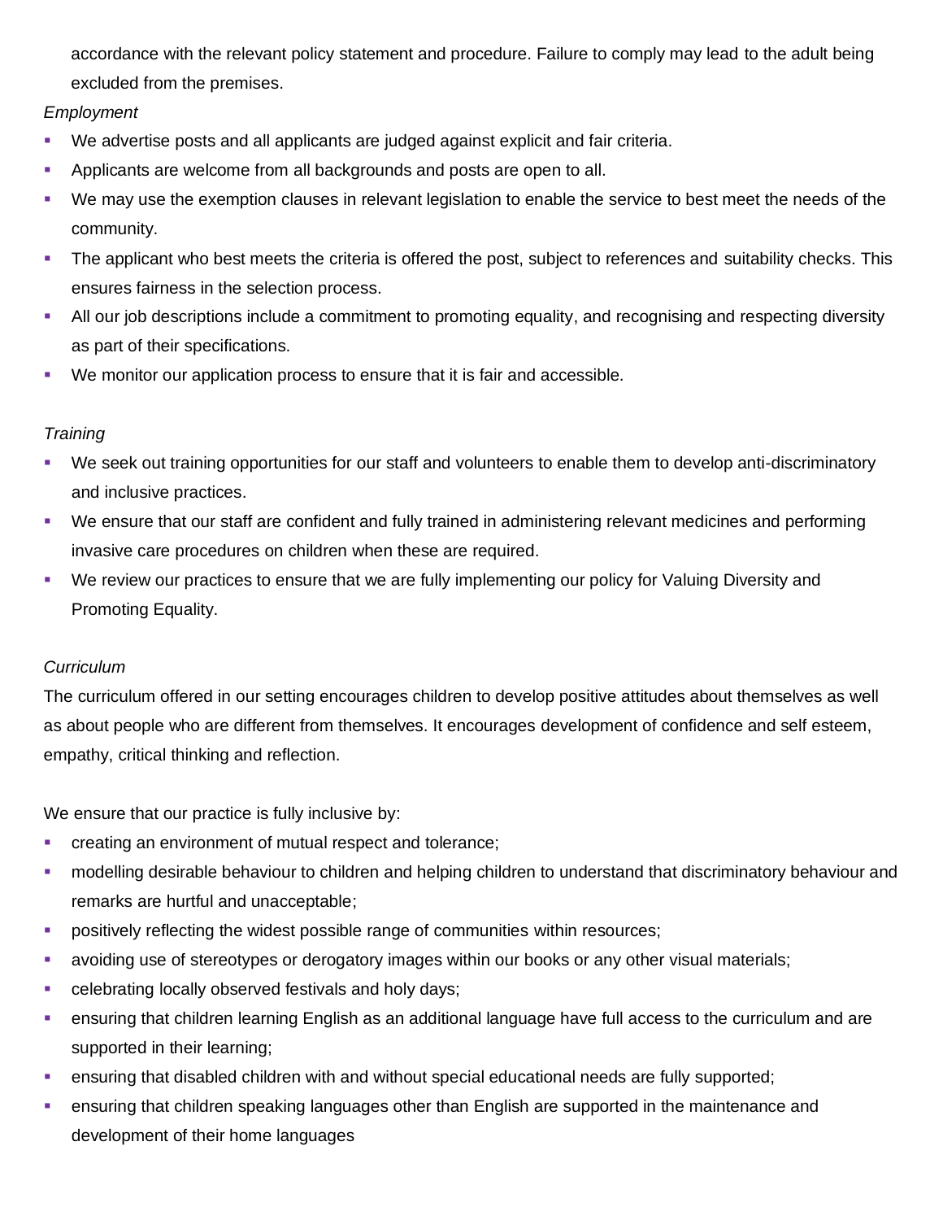accordance with the relevant policy statement and procedure. Failure to comply may lead to the adult being excluded from the premises.

*Employment*

- We advertise posts and all applicants are judged against explicit and fair criteria.
- Applicants are welcome from all backgrounds and posts are open to all.
- We may use the exemption clauses in relevant legislation to enable the service to best meet the needs of the community.
- The applicant who best meets the criteria is offered the post, subject to references and suitability checks. This ensures fairness in the selection process.
- All our job descriptions include a commitment to promoting equality, and recognising and respecting diversity as part of their specifications.
- We monitor our application process to ensure that it is fair and accessible.

*Training*

- We seek out training opportunities for our staff and volunteers to enable them to develop anti-discriminatory and inclusive practices.
- We ensure that our staff are confident and fully trained in administering relevant medicines and performing invasive care procedures on children when these are required.
- We review our practices to ensure that we are fully implementing our policy for Valuing Diversity and Promoting Equality.

*Curriculum*

The curriculum offered in our setting encourages children to develop positive attitudes about themselves as well as about people who are different from themselves. It encourages development of confidence and self esteem, empathy, critical thinking and reflection.

We ensure that our practice is fully inclusive by:

- creating an environment of mutual respect and tolerance;
- modelling desirable behaviour to children and helping children to understand that discriminatory behaviour and remarks are hurtful and unacceptable;
- positively reflecting the widest possible range of communities within resources;
- avoiding use of stereotypes or derogatory images within our books or any other visual materials;
- celebrating locally observed festivals and holy days;
- ensuring that children learning English as an additional language have full access to the curriculum and are supported in their learning;
- ensuring that disabled children with and without special educational needs are fully supported;
- ensuring that children speaking languages other than English are supported in the maintenance and development of their home languages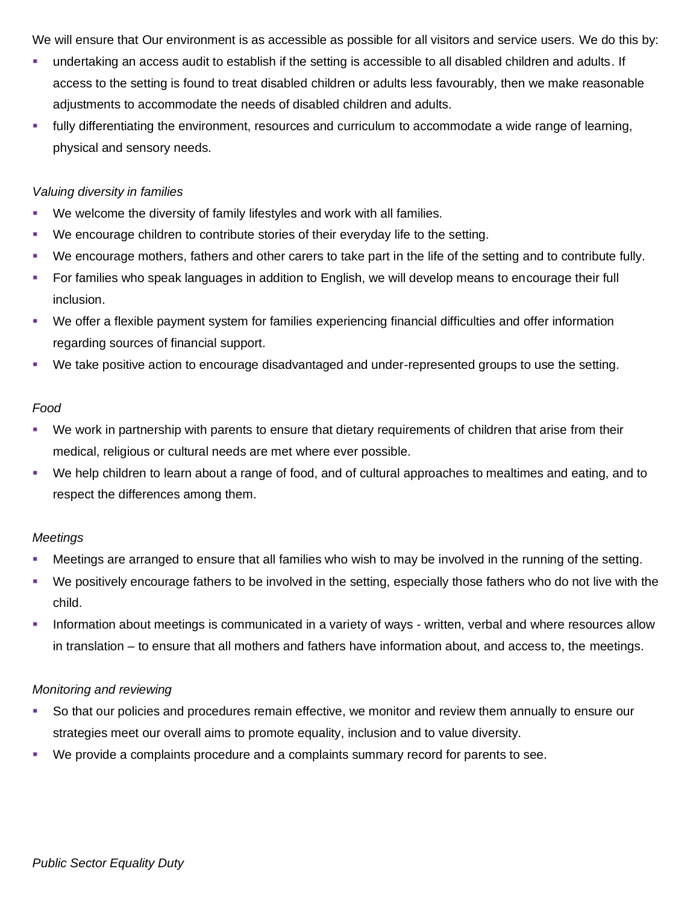We will ensure that Our environment is as accessible as possible for all visitors and service users. We do this by:

- undertaking an access audit to establish if the setting is accessible to all disabled children and adults. If access to the setting is found to treat disabled children or adults less favourably, then we make reasonable adjustments to accommodate the needs of disabled children and adults.
- fully differentiating the environment, resources and curriculum to accommodate a wide range of learning, physical and sensory needs.

*Valuing diversity in families*

- We welcome the diversity of family lifestyles and work with all families.
- We encourage children to contribute stories of their everyday life to the setting.
- We encourage mothers, fathers and other carers to take part in the life of the setting and to contribute fully.
- For families who speak languages in addition to English, we will develop means to encourage their full inclusion.
- We offer a flexible payment system for families experiencing financial difficulties and offer information regarding sources of financial support.
- We take positive action to encourage disadvantaged and under-represented groups to use the setting.

*Food*

- We work in partnership with parents to ensure that dietary requirements of children that arise from their medical, religious or cultural needs are met where ever possible.
- We help children to learn about a range of food, and of cultural approaches to mealtimes and eating, and to respect the differences among them.

*Meetings*

- Meetings are arranged to ensure that all families who wish to may be involved in the running of the setting.
- We positively encourage fathers to be involved in the setting, especially those fathers who do not live with the child.
- Information about meetings is communicated in a variety of ways - written, verbal and where resources allow in translation – to ensure that all mothers and fathers have information about, and access to, the meetings.

*Monitoring and reviewing*

- So that our policies and procedures remain effective, we monitor and review them annually to ensure our strategies meet our overall aims to promote equality, inclusion and to value diversity.
- We provide a complaints procedure and a complaints summary record for parents to see.

*Public Sector Equality Duty*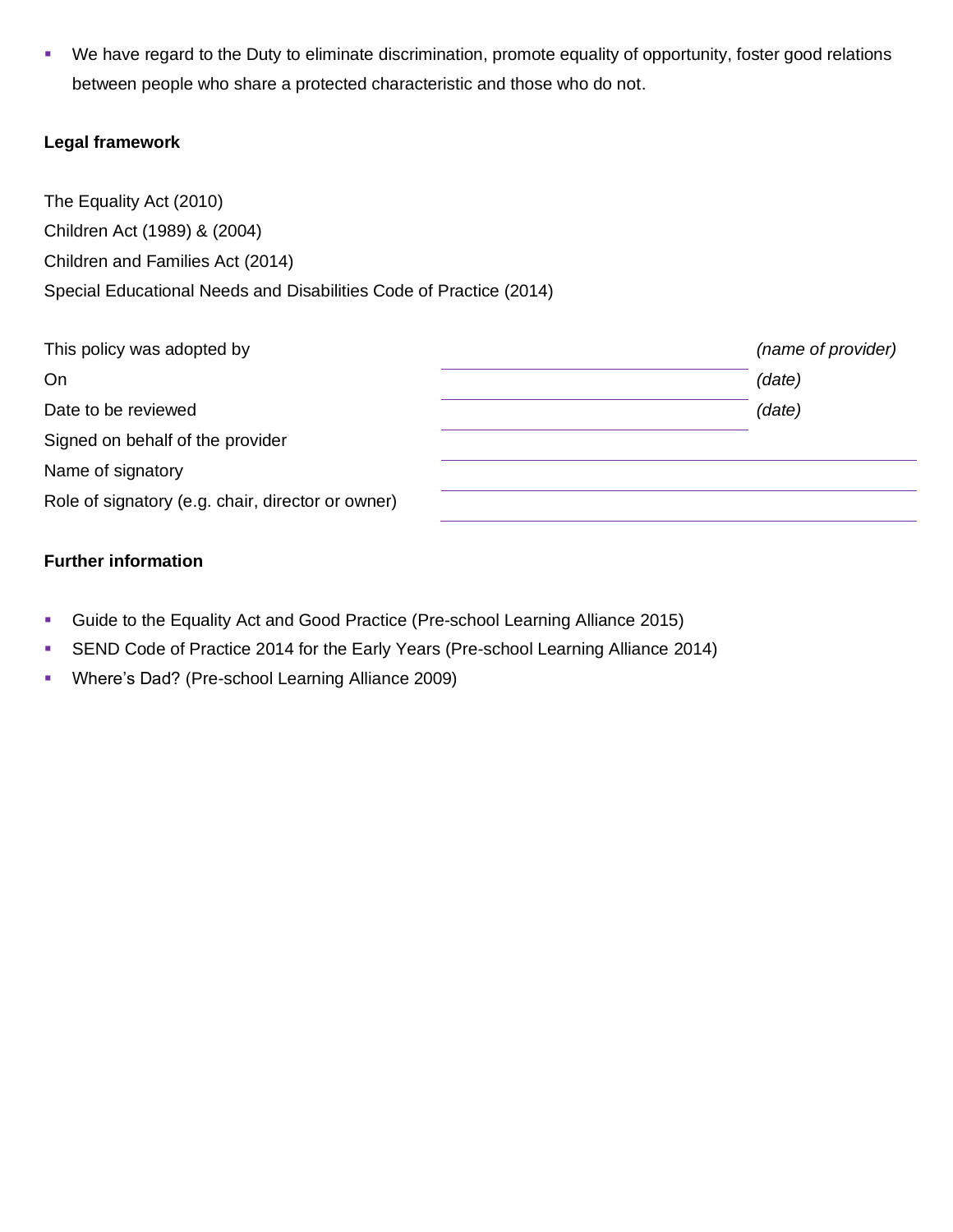- We have regard to the Duty to eliminate discrimination, promote equality of opportunity, foster good relations between people who share a protected characteristic and those who do not.

**Legal framework**

The Equality Act (2010)
Children Act (1989) & (2004)
Children and Families Act (2014)
Special Educational Needs and Disabilities Code of Practice (2014)

| | | |
|---|---|---|
| This policy was adopted by | ____________________ | *(name of provider)* |
| On | ____________________ | *(date)* |
| Date to be reviewed | ____________________ | *(date)* |
| Signed on behalf of the provider | ____________________ | |
| Name of signatory | ____________________ | |
| Role of signatory (e.g. chair, director or owner) | ____________________ | |

**Further information**

- Guide to the Equality Act and Good Practice (Pre-school Learning Alliance 2015)
- SEND Code of Practice 2014 for the Early Years (Pre-school Learning Alliance 2014)
- Where's Dad? (Pre-school Learning Alliance 2009)